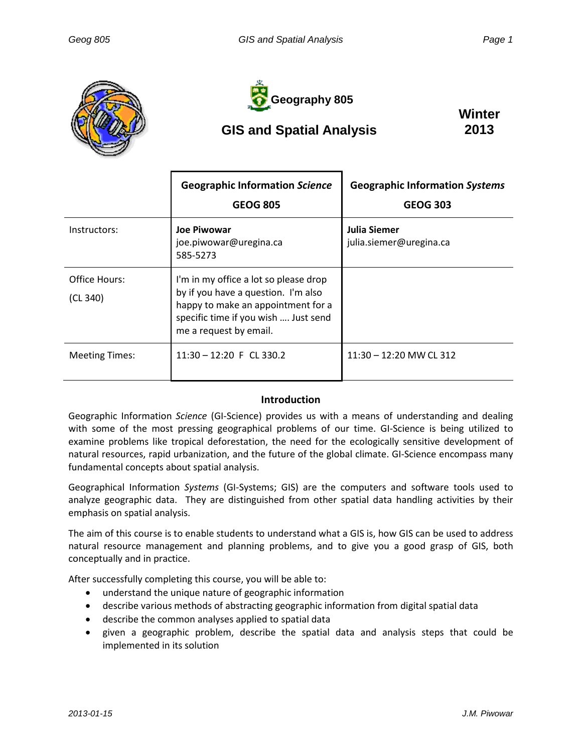# Geography 805

## GIS and Spatial Analysis

**Winter 2013**

| | **Geographic Information *Science*** **GEOG 805** | **Geographic Information *Systems*** **GEOG 303** |
|---|---|---|
| Instructors: | **Joe Piwowar** joe.piwowar@uregina.ca 585-5273 | **Julia Siemer** julia.siemer@uregina.ca |
| Office Hours: (CL 340) | I'm in my office a lot so please drop by if you have a question. I'm also happy to make an appointment for a specific time if you wish …. Just send me a request by email. | |
| Meeting Times: | 11:30 – 12:20 F CL 330.2 | 11:30 – 12:20 MW CL 312 |

### Introduction

Geographic Information *Science* (GI-Science) provides us with a means of understanding and dealing with some of the most pressing geographical problems of our time. GI-Science is being utilized to examine problems like tropical deforestation, the need for the ecologically sensitive development of natural resources, rapid urbanization, and the future of the global climate. GI-Science encompass many fundamental concepts about spatial analysis.

Geographical Information *Systems* (GI-Systems; GIS) are the computers and software tools used to analyze geographic data. They are distinguished from other spatial data handling activities by their emphasis on spatial analysis.

The aim of this course is to enable students to understand what a GIS is, how GIS can be used to address natural resource management and planning problems, and to give you a good grasp of GIS, both conceptually and in practice.

After successfully completing this course, you will be able to:

- understand the unique nature of geographic information
- describe various methods of abstracting geographic information from digital spatial data
- describe the common analyses applied to spatial data
- given a geographic problem, describe the spatial data and analysis steps that could be implemented in its solution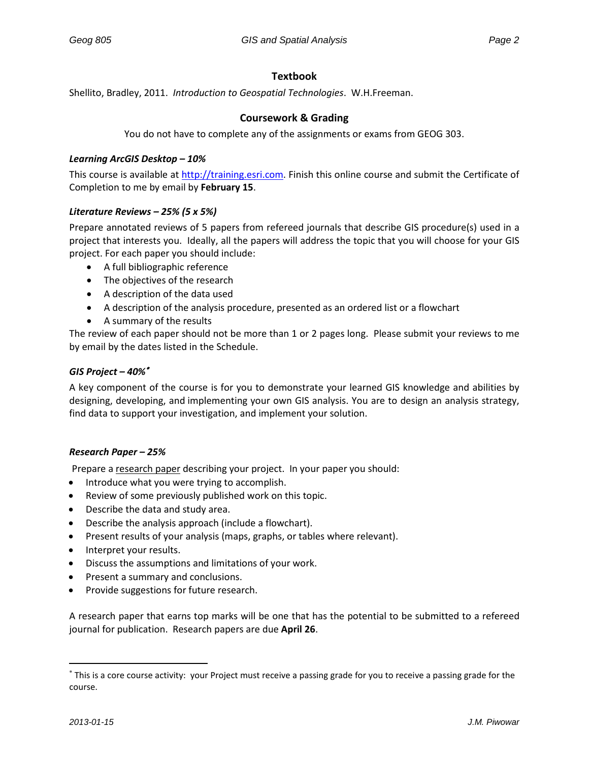## Textbook

Shellito, Bradley, 2011. *Introduction to Geospatial Technologies*. W.H.Freeman.

## Coursework & Grading

You do not have to complete any of the assignments or exams from GEOG 303.

### *Learning ArcGIS Desktop – 10%*

This course is available at http://training.esri.com. Finish this online course and submit the Certificate of Completion to me by email by **February 15**.

### *Literature Reviews – 25% (5 x 5%)*

Prepare annotated reviews of 5 papers from refereed journals that describe GIS procedure(s) used in a project that interests you. Ideally, all the papers will address the topic that you will choose for your GIS project. For each paper you should include:

- A full bibliographic reference
- The objectives of the research
- A description of the data used
- A description of the analysis procedure, presented as an ordered list or a flowchart
- A summary of the results

The review of each paper should not be more than 1 or 2 pages long. Please submit your reviews to me by email by the dates listed in the Schedule.

### *GIS Project – 40%[*]*

A key component of the course is for you to demonstrate your learned GIS knowledge and abilities by designing, developing, and implementing your own GIS analysis. You are to design an analysis strategy, find data to support your investigation, and implement your solution.

### *Research Paper – 25%*

Prepare a research paper describing your project. In your paper you should:

- Introduce what you were trying to accomplish.
- Review of some previously published work on this topic.
- Describe the data and study area.
- Describe the analysis approach (include a flowchart).
- Present results of your analysis (maps, graphs, or tables where relevant).
- Interpret your results.
- Discuss the assumptions and limitations of your work.
- Present a summary and conclusions.
- Provide suggestions for future research.

A research paper that earns top marks will be one that has the potential to be submitted to a refereed journal for publication. Research papers are due **April 26**.

---

[*] This is a core course activity: your Project must receive a passing grade for you to receive a passing grade for the course.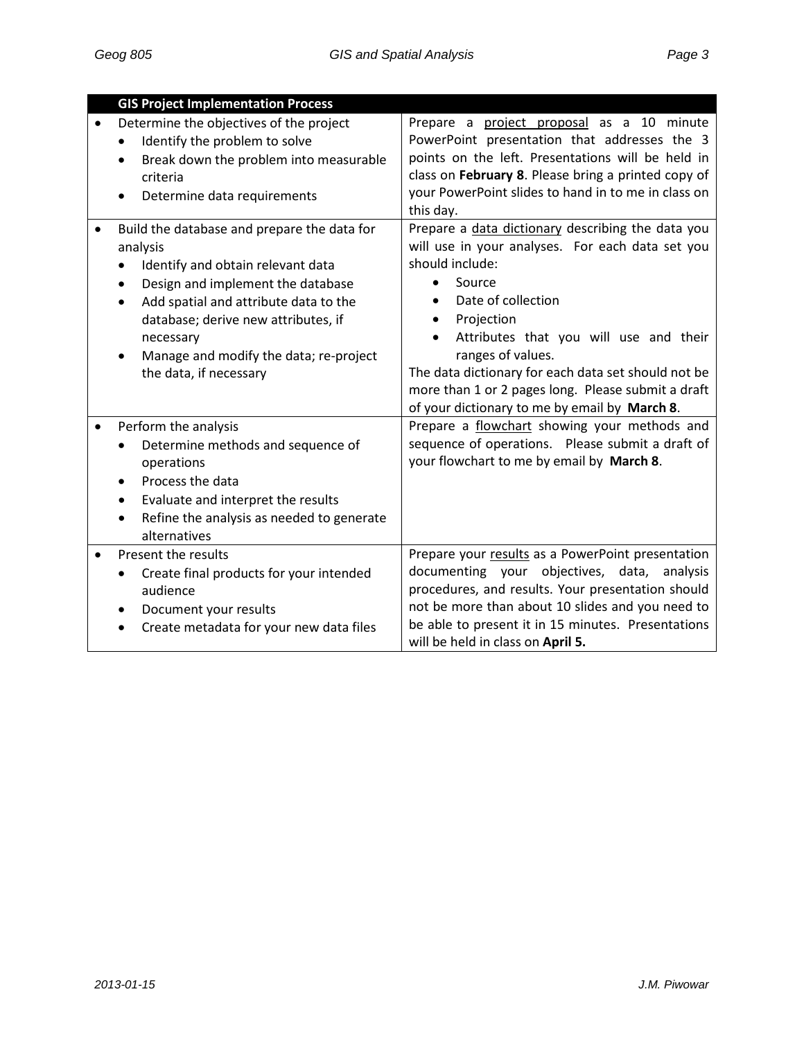| GIS Project Implementation Process | |
|---|---|
| • Determine the objectives of the project<br>• Identify the problem to solve<br>• Break down the problem into measurable criteria<br>• Determine data requirements | Prepare a <u>project proposal</u> as a 10 minute PowerPoint presentation that addresses the 3 points on the left. Presentations will be held in class on **February 8**. Please bring a printed copy of your PowerPoint slides to hand in to me in class on this day. |
| • Build the database and prepare the data for analysis<br>• Identify and obtain relevant data<br>• Design and implement the database<br>• Add spatial and attribute data to the database; derive new attributes, if necessary<br>• Manage and modify the data; re-project the data, if necessary | Prepare a <u>data dictionary</u> describing the data you will use in your analyses. For each data set you should include:<br>• Source<br>• Date of collection<br>• Projection<br>• Attributes that you will use and their ranges of values.<br>The data dictionary for each data set should not be more than 1 or 2 pages long. Please submit a draft of your dictionary to me by email by **March 8**. |
| • Perform the analysis<br>• Determine methods and sequence of operations<br>• Process the data<br>• Evaluate and interpret the results<br>• Refine the analysis as needed to generate alternatives | Prepare a <u>flowchart</u> showing your methods and sequence of operations. Please submit a draft of your flowchart to me by email by **March 8**. |
| • Present the results<br>• Create final products for your intended audience<br>• Document your results<br>• Create metadata for your new data files | Prepare your <u>results</u> as a PowerPoint presentation documenting your objectives, data, analysis procedures, and results. Your presentation should not be more than about 10 slides and you need to be able to present it in 15 minutes. Presentations will be held in class on **April 5.** |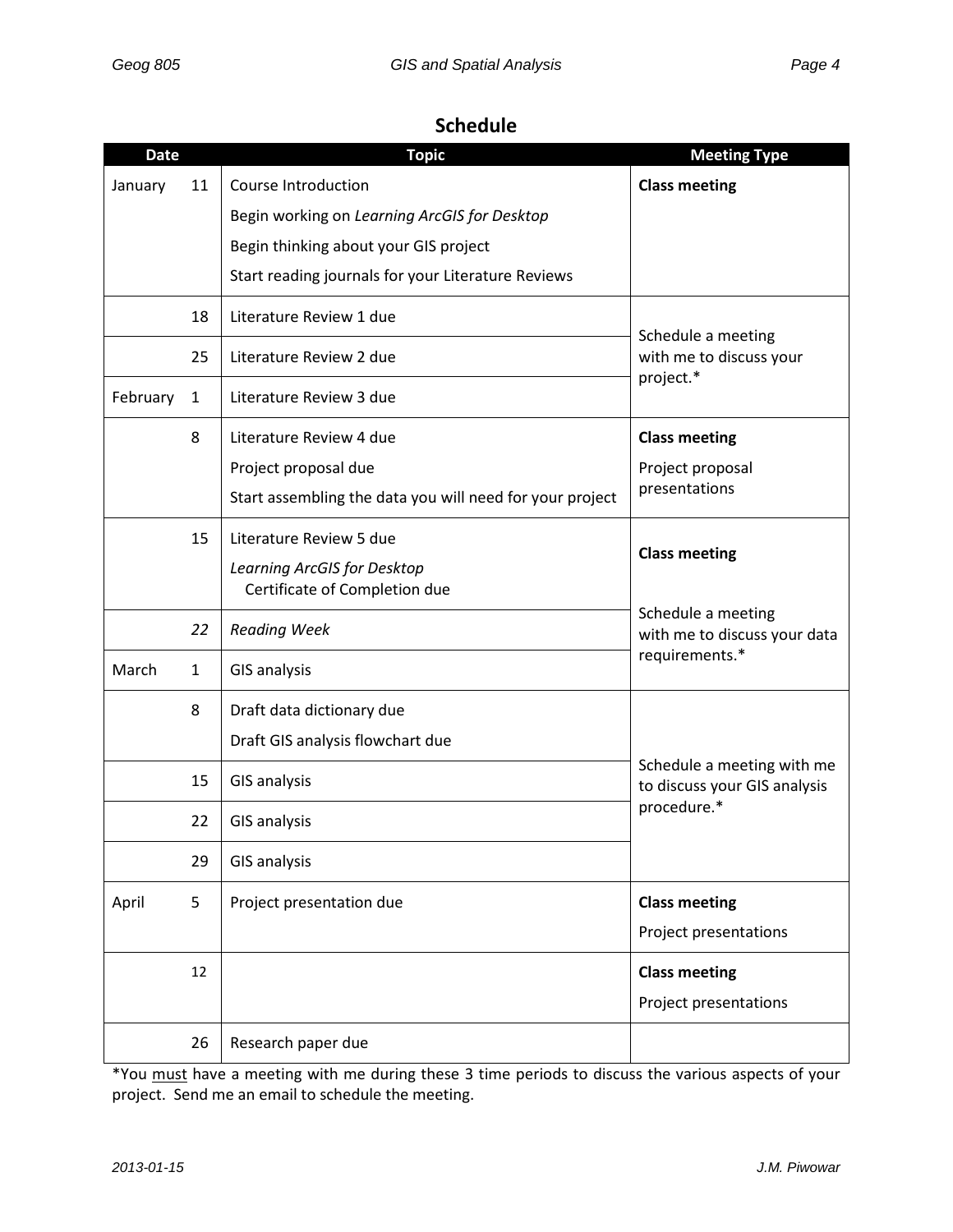## Schedule

| Date | | Topic | Meeting Type |
|---|---|---|---|
| January | 11 | Course Introduction<br>Begin working on *Learning ArcGIS for Desktop*<br>Begin thinking about your GIS project<br>Start reading journals for your Literature Reviews | **Class meeting** |
| | 18 | Literature Review 1 due | Schedule a meeting with me to discuss your project.* |
| | 25 | Literature Review 2 due | |
| February | 1 | Literature Review 3 due | |
| | 8 | Literature Review 4 due<br>Project proposal due<br>Start assembling the data you will need for your project | **Class meeting**<br>Project proposal presentations |
| | 15 | Literature Review 5 due<br>*Learning ArcGIS for Desktop* Certificate of Completion due | **Class meeting**<br>Schedule a meeting with me to discuss your data requirements.* |
| | *22* | *Reading Week* | |
| March | 1 | GIS analysis | |
| | 8 | Draft data dictionary due<br>Draft GIS analysis flowchart due | Schedule a meeting with me to discuss your GIS analysis procedure.* |
| | 15 | GIS analysis | |
| | 22 | GIS analysis | |
| | 29 | GIS analysis | |
| April | 5 | Project presentation due | **Class meeting**<br>Project presentations |
| | 12 | | **Class meeting**<br>Project presentations |
| | 26 | Research paper due | |

*You <u>must</u> have a meeting with me during these 3 time periods to discuss the various aspects of your project. Send me an email to schedule the meeting.

2013-01-15 J.M. Piwowar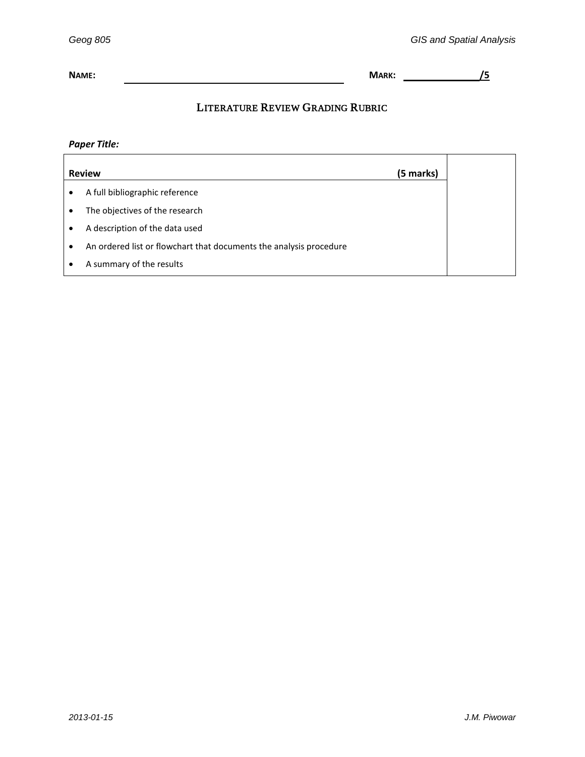**NAME:** ______________________ **MARK:** __________/5

## LITERATURE REVIEW GRADING RUBRIC

***Paper Title:***

| **Review** (5 marks) | |
|---|---|
| • A full bibliographic reference<br>• The objectives of the research<br>• A description of the data used<br>• An ordered list or flowchart that documents the analysis procedure<br>• A summary of the results | |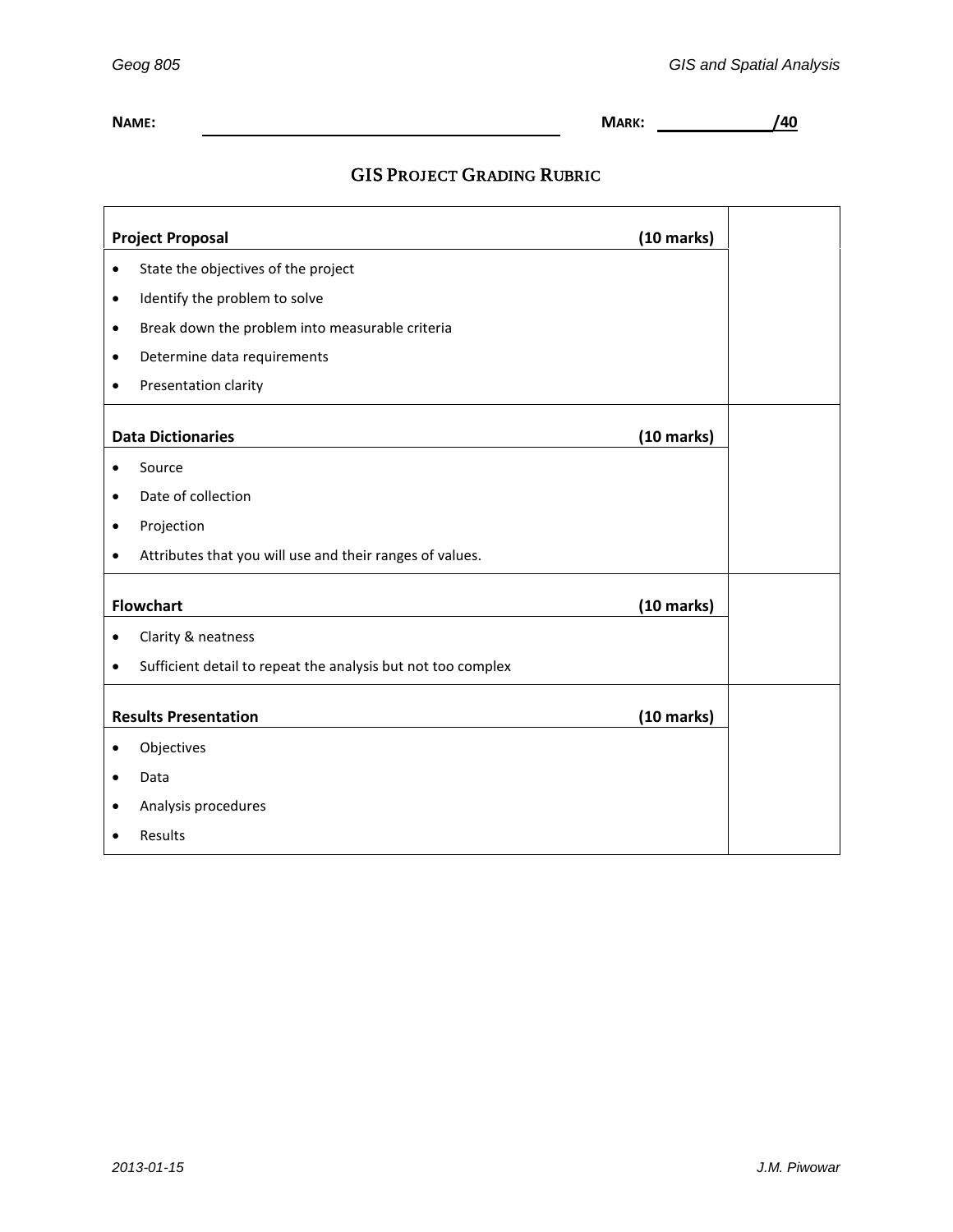**NAME:** ______________________ **MARK:** __________/40

# GIS PROJECT GRADING RUBRIC

| **Project Proposal** **(10 marks)** | |
|---|---|
| • State the objectives of the project<br>• Identify the problem to solve<br>• Break down the problem into measurable criteria<br>• Determine data requirements<br>• Presentation clarity | |
| **Data Dictionaries** **(10 marks)** | |
| • Source<br>• Date of collection<br>• Projection<br>• Attributes that you will use and their ranges of values. | |
| **Flowchart** **(10 marks)** | |
| • Clarity & neatness<br>• Sufficient detail to repeat the analysis but not too complex | |
| **Results Presentation** **(10 marks)** | |
| • Objectives<br>• Data<br>• Analysis procedures<br>• Results | |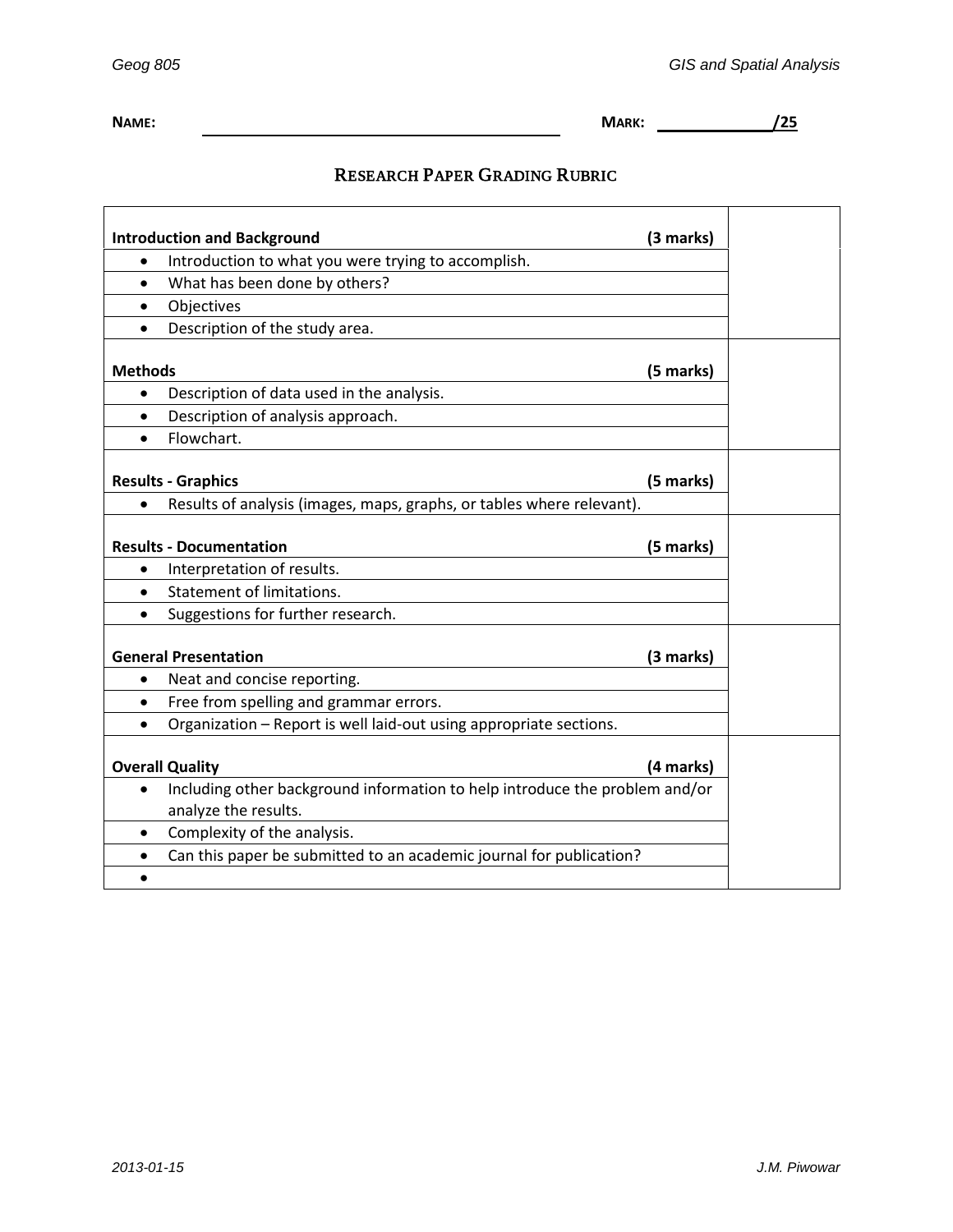**NAME:** \_\_\_\_\_\_\_\_\_\_\_\_\_\_\_\_\_\_\_\_\_\_\_\_\_\_\_\_\_\_ **MARK:** \_\_\_\_\_\_\_\_\_\_/25

## RESEARCH PAPER GRADING RUBRIC

| | |
|---|---|
| **Introduction and Background** **(3 marks)**<br>• Introduction to what you were trying to accomplish.<br>• What has been done by others?<br>• Objectives<br>• Description of the study area. | |
| **Methods** **(5 marks)**<br>• Description of data used in the analysis.<br>• Description of analysis approach.<br>• Flowchart. | |
| **Results - Graphics** **(5 marks)**<br>• Results of analysis (images, maps, graphs, or tables where relevant). | |
| **Results - Documentation** **(5 marks)**<br>• Interpretation of results.<br>• Statement of limitations.<br>• Suggestions for further research. | |
| **General Presentation** **(3 marks)**<br>• Neat and concise reporting.<br>• Free from spelling and grammar errors.<br>• Organization – Report is well laid-out using appropriate sections. | |
| **Overall Quality** **(4 marks)**<br>• Including other background information to help introduce the problem and/or analyze the results.<br>• Complexity of the analysis.<br>• Can this paper be submitted to an academic journal for publication?<br>• | |